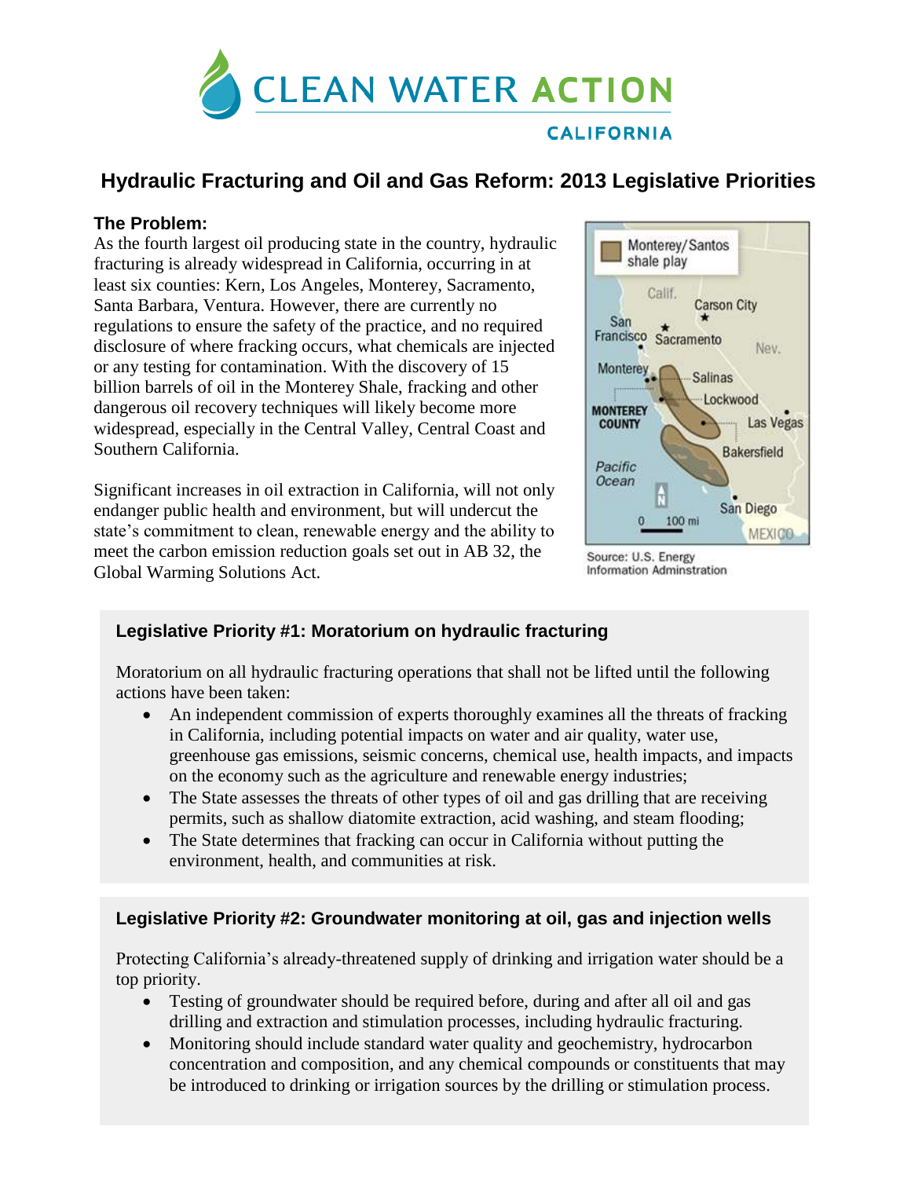CLEAN WATER ACTION
CALIFORNIA

# Hydraulic Fracturing and Oil and Gas Reform: 2013 Legislative Priorities

### The Problem:

As the fourth largest oil producing state in the country, hydraulic fracturing is already widespread in California, occurring in at least six counties: Kern, Los Angeles, Monterey, Sacramento, Santa Barbara, Ventura. However, there are currently no regulations to ensure the safety of the practice, and no required disclosure of where fracking occurs, what chemicals are injected or any testing for contamination. With the discovery of 15 billion barrels of oil in the Monterey Shale, fracking and other dangerous oil recovery techniques will likely become more widespread, especially in the Central Valley, Central Coast and Southern California.

Significant increases in oil extraction in California, will not only endanger public health and environment, but will undercut the state's commitment to clean, renewable energy and the ability to meet the carbon emission reduction goals set out in AB 32, the Global Warming Solutions Act.

Source: U.S. Energy Information Adminstration

### Legislative Priority #1: Moratorium on hydraulic fracturing

Moratorium on all hydraulic fracturing operations that shall not be lifted until the following actions have been taken:

- An independent commission of experts thoroughly examines all the threats of fracking in California, including potential impacts on water and air quality, water use, greenhouse gas emissions, seismic concerns, chemical use, health impacts, and impacts on the economy such as the agriculture and renewable energy industries;
- The State assesses the threats of other types of oil and gas drilling that are receiving permits, such as shallow diatomite extraction, acid washing, and steam flooding;
- The State determines that fracking can occur in California without putting the environment, health, and communities at risk.

### Legislative Priority #2: Groundwater monitoring at oil, gas and injection wells

Protecting California's already-threatened supply of drinking and irrigation water should be a top priority.

- Testing of groundwater should be required before, during and after all oil and gas drilling and extraction and stimulation processes, including hydraulic fracturing.
- Monitoring should include standard water quality and geochemistry, hydrocarbon concentration and composition, and any chemical compounds or constituents that may be introduced to drinking or irrigation sources by the drilling or stimulation process.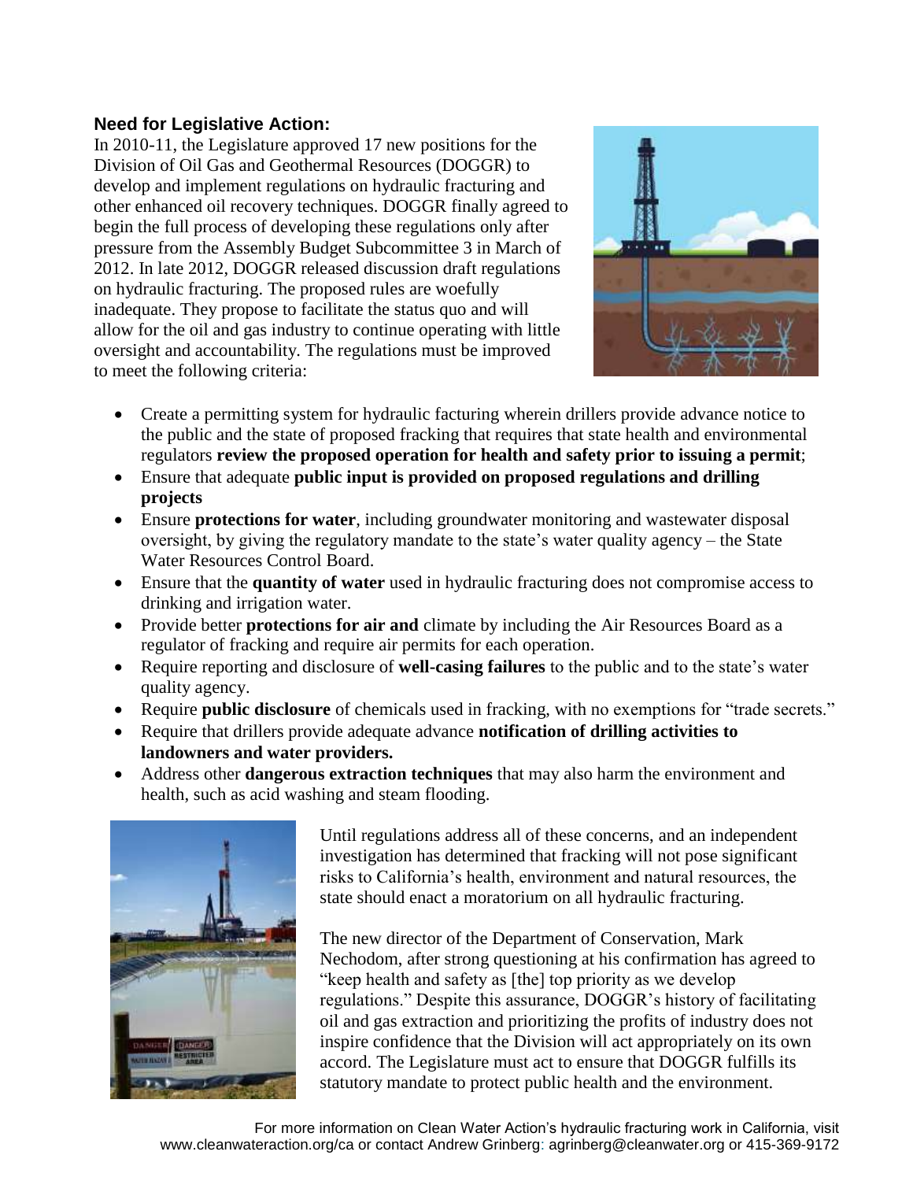## Need for Legislative Action:

In 2010-11, the Legislature approved 17 new positions for the Division of Oil Gas and Geothermal Resources (DOGGR) to develop and implement regulations on hydraulic fracturing and other enhanced oil recovery techniques. DOGGR finally agreed to begin the full process of developing these regulations only after pressure from the Assembly Budget Subcommittee 3 in March of 2012. In late 2012, DOGGR released discussion draft regulations on hydraulic fracturing. The proposed rules are woefully inadequate. They propose to facilitate the status quo and will allow for the oil and gas industry to continue operating with little oversight and accountability. The regulations must be improved to meet the following criteria:

- Create a permitting system for hydraulic facturing wherein drillers provide advance notice to the public and the state of proposed fracking that requires that state health and environmental regulators **review the proposed operation for health and safety prior to issuing a permit**;
- Ensure that adequate **public input is provided on proposed regulations and drilling projects**
- Ensure **protections for water**, including groundwater monitoring and wastewater disposal oversight, by giving the regulatory mandate to the state's water quality agency – the State Water Resources Control Board.
- Ensure that the **quantity of water** used in hydraulic fracturing does not compromise access to drinking and irrigation water.
- Provide better **protections for air and** climate by including the Air Resources Board as a regulator of fracking and require air permits for each operation.
- Require reporting and disclosure of **well-casing failures** to the public and to the state's water quality agency.
- Require **public disclosure** of chemicals used in fracking, with no exemptions for "trade secrets."
- Require that drillers provide adequate advance **notification of drilling activities to landowners and water providers.**
- Address other **dangerous extraction techniques** that may also harm the environment and health, such as acid washing and steam flooding.

Until regulations address all of these concerns, and an independent investigation has determined that fracking will not pose significant risks to California's health, environment and natural resources, the state should enact a moratorium on all hydraulic fracturing.

The new director of the Department of Conservation, Mark Nechodom, after strong questioning at his confirmation has agreed to "keep health and safety as [the] top priority as we develop regulations." Despite this assurance, DOGGR's history of facilitating oil and gas extraction and prioritizing the profits of industry does not inspire confidence that the Division will act appropriately on its own accord. The Legislature must act to ensure that DOGGR fulfills its statutory mandate to protect public health and the environment.

For more information on Clean Water Action's hydraulic fracturing work in California, visit www.cleanwateraction.org/ca or contact Andrew Grinberg: agrinberg@cleanwater.org or 415-369-9172